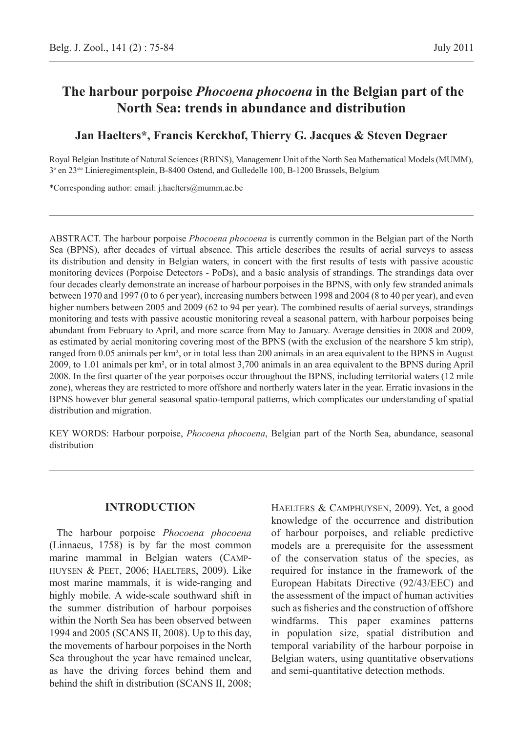# The harbour porpoise *Phocoena phocoena* in the Belgian part of the North Sea: trends in abundance and distribution

**Jan Haelters\*, Francis Kerckhof, Thierry G. Jacques & Steven Degraer**

Royal Belgian Institute of Natural Sciences (RBINS), Management Unit of the North Sea Mathematical Models (MUMM), 3[e] en 23[ste] Linieregimentsplein, B-8400 Ostend, and Gulledelle 100, B-1200 Brussels, Belgium

\*Corresponding author: email: j.haelters@mumm.ac.be

---

ABSTRACT. The harbour porpoise *Phocoena phocoena* is currently common in the Belgian part of the North Sea (BPNS), after decades of virtual absence. This article describes the results of aerial surveys to assess its distribution and density in Belgian waters, in concert with the first results of tests with passive acoustic monitoring devices (Porpoise Detectors - PoDs), and a basic analysis of strandings. The strandings data over four decades clearly demonstrate an increase of harbour porpoises in the BPNS, with only few stranded animals between 1970 and 1997 (0 to 6 per year), increasing numbers between 1998 and 2004 (8 to 40 per year), and even higher numbers between 2005 and 2009 (62 to 94 per year). The combined results of aerial surveys, strandings monitoring and tests with passive acoustic monitoring reveal a seasonal pattern, with harbour porpoises being abundant from February to April, and more scarce from May to January. Average densities in 2008 and 2009, as estimated by aerial monitoring covering most of the BPNS (with the exclusion of the nearshore 5 km strip), ranged from 0.05 animals per km², or in total less than 200 animals in an area equivalent to the BPNS in August 2009, to 1.01 animals per km², or in total almost 3,700 animals in an area equivalent to the BPNS during April 2008. In the first quarter of the year porpoises occur throughout the BPNS, including territorial waters (12 mile zone), whereas they are restricted to more offshore and northerly waters later in the year. Erratic invasions in the BPNS however blur general seasonal spatio-temporal patterns, which complicates our understanding of spatial distribution and migration.

KEY WORDS: Harbour porpoise, *Phocoena phocoena*, Belgian part of the North Sea, abundance, seasonal distribution

---

## INTRODUCTION

The harbour porpoise *Phocoena phocoena* (Linnaeus, 1758) is by far the most common marine mammal in Belgian waters (Camphuysen & Peet, 2006; Haelters, 2009). Like most marine mammals, it is wide-ranging and highly mobile. A wide-scale southward shift in the summer distribution of harbour porpoises within the North Sea has been observed between 1994 and 2005 (SCANS II, 2008). Up to this day, the movements of harbour porpoises in the North Sea throughout the year have remained unclear, as have the driving forces behind them and behind the shift in distribution (SCANS II, 2008; Haelters & Camphuysen, 2009). Yet, a good knowledge of the occurrence and distribution of harbour porpoises, and reliable predictive models are a prerequisite for the assessment of the conservation status of the species, as required for instance in the framework of the European Habitats Directive (92/43/EEC) and the assessment of the impact of human activities such as fisheries and the construction of offshore windfarms. This paper examines patterns in population size, spatial distribution and temporal variability of the harbour porpoise in Belgian waters, using quantitative observations and semi-quantitative detection methods.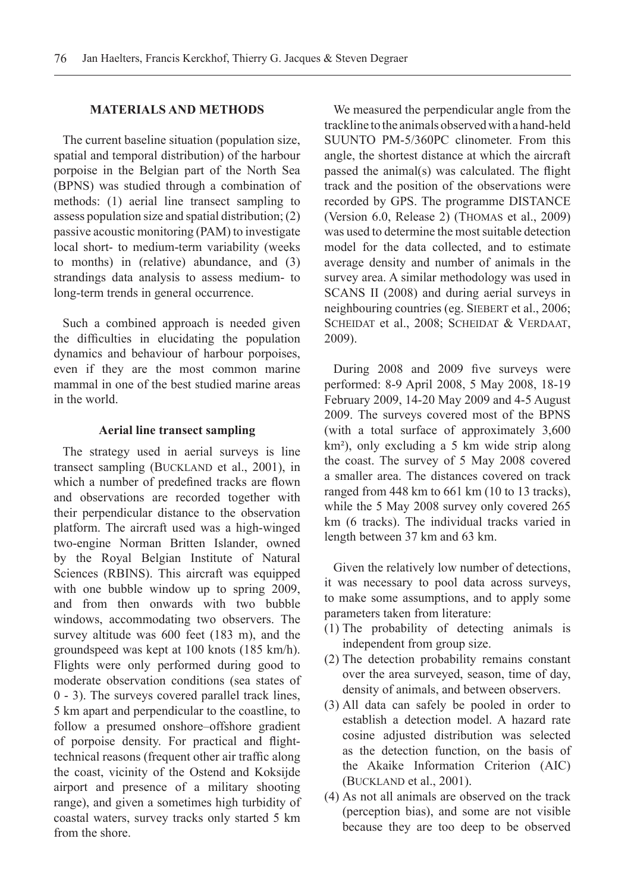## MATERIALS AND METHODS

The current baseline situation (population size, spatial and temporal distribution) of the harbour porpoise in the Belgian part of the North Sea (BPNS) was studied through a combination of methods: (1) aerial line transect sampling to assess population size and spatial distribution; (2) passive acoustic monitoring (PAM) to investigate local short- to medium-term variability (weeks to months) in (relative) abundance, and (3) strandings data analysis to assess medium- to long-term trends in general occurrence.

Such a combined approach is needed given the difficulties in elucidating the population dynamics and behaviour of harbour porpoises, even if they are the most common marine mammal in one of the best studied marine areas in the world.

### Aerial line transect sampling

The strategy used in aerial surveys is line transect sampling (BUCKLAND et al., 2001), in which a number of predefined tracks are flown and observations are recorded together with their perpendicular distance to the observation platform. The aircraft used was a high-winged two-engine Norman Britten Islander, owned by the Royal Belgian Institute of Natural Sciences (RBINS). This aircraft was equipped with one bubble window up to spring 2009, and from then onwards with two bubble windows, accommodating two observers. The survey altitude was 600 feet (183 m), and the groundspeed was kept at 100 knots (185 km/h). Flights were only performed during good to moderate observation conditions (sea states of 0 - 3). The surveys covered parallel track lines, 5 km apart and perpendicular to the coastline, to follow a presumed onshore–offshore gradient of porpoise density. For practical and flight-technical reasons (frequent other air traffic along the coast, vicinity of the Ostend and Koksijde airport and presence of a military shooting range), and given a sometimes high turbidity of coastal waters, survey tracks only started 5 km from the shore.

We measured the perpendicular angle from the trackline to the animals observed with a hand-held SUUNTO PM-5/360PC clinometer. From this angle, the shortest distance at which the aircraft passed the animal(s) was calculated. The flight track and the position of the observations were recorded by GPS. The programme DISTANCE (Version 6.0, Release 2) (THOMAS et al., 2009) was used to determine the most suitable detection model for the data collected, and to estimate average density and number of animals in the survey area. A similar methodology was used in SCANS II (2008) and during aerial surveys in neighbouring countries (eg. SIEBERT et al., 2006; SCHEIDAT et al., 2008; SCHEIDAT & VERDAAT, 2009).

During 2008 and 2009 five surveys were performed: 8-9 April 2008, 5 May 2008, 18-19 February 2009, 14-20 May 2009 and 4-5 August 2009. The surveys covered most of the BPNS (with a total surface of approximately 3,600 km²), only excluding a 5 km wide strip along the coast. The survey of 5 May 2008 covered a smaller area. The distances covered on track ranged from 448 km to 661 km (10 to 13 tracks), while the 5 May 2008 survey only covered 265 km (6 tracks). The individual tracks varied in length between 37 km and 63 km.

Given the relatively low number of detections, it was necessary to pool data across surveys, to make some assumptions, and to apply some parameters taken from literature:

(1) The probability of detecting animals is independent from group size.
(2) The detection probability remains constant over the area surveyed, season, time of day, density of animals, and between observers.
(3) All data can safely be pooled in order to establish a detection model. A hazard rate cosine adjusted distribution was selected as the detection function, on the basis of the Akaike Information Criterion (AIC) (BUCKLAND et al., 2001).
(4) As not all animals are observed on the track (perception bias), and some are not visible because they are too deep to be observed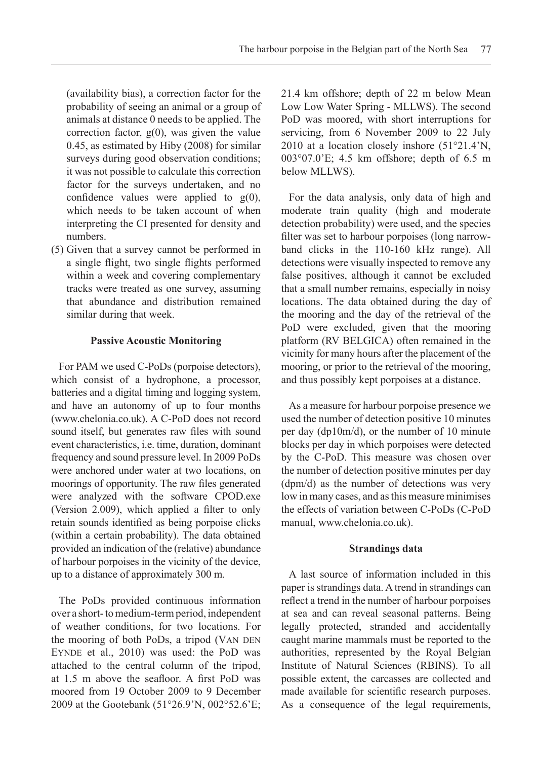(availability bias), a correction factor for the probability of seeing an animal or a group of animals at distance 0 needs to be applied. The correction factor, g(0), was given the value 0.45, as estimated by Hiby (2008) for similar surveys during good observation conditions; it was not possible to calculate this correction factor for the surveys undertaken, and no confidence values were applied to g(0), which needs to be taken account of when interpreting the CI presented for density and numbers.

(5) Given that a survey cannot be performed in a single flight, two single flights performed within a week and covering complementary tracks were treated as one survey, assuming that abundance and distribution remained similar during that week.

### Passive Acoustic Monitoring

For PAM we used C-PoDs (porpoise detectors), which consist of a hydrophone, a processor, batteries and a digital timing and logging system, and have an autonomy of up to four months (www.chelonia.co.uk). A C-PoD does not record sound itself, but generates raw files with sound event characteristics, i.e. time, duration, dominant frequency and sound pressure level. In 2009 PoDs were anchored under water at two locations, on moorings of opportunity. The raw files generated were analyzed with the software CPOD.exe (Version 2.009), which applied a filter to only retain sounds identified as being porpoise clicks (within a certain probability). The data obtained provided an indication of the (relative) abundance of harbour porpoises in the vicinity of the device, up to a distance of approximately 300 m.

The PoDs provided continuous information over a short- to medium-term period, independent of weather conditions, for two locations. For the mooring of both PoDs, a tripod (Van den Eynde et al., 2010) was used: the PoD was attached to the central column of the tripod, at 1.5 m above the seafloor. A first PoD was moored from 19 October 2009 to 9 December 2009 at the Gootebank (51°26.9'N, 002°52.6'E; 21.4 km offshore; depth of 22 m below Mean Low Low Water Spring - MLLWS). The second PoD was moored, with short interruptions for servicing, from 6 November 2009 to 22 July 2010 at a location closely inshore (51°21.4'N, 003°07.0'E; 4.5 km offshore; depth of 6.5 m below MLLWS).

For the data analysis, only data of high and moderate train quality (high and moderate detection probability) were used, and the species filter was set to harbour porpoises (long narrow-band clicks in the 110-160 kHz range). All detections were visually inspected to remove any false positives, although it cannot be excluded that a small number remains, especially in noisy locations. The data obtained during the day of the mooring and the day of the retrieval of the PoD were excluded, given that the mooring platform (RV BELGICA) often remained in the vicinity for many hours after the placement of the mooring, or prior to the retrieval of the mooring, and thus possibly kept porpoises at a distance.

As a measure for harbour porpoise presence we used the number of detection positive 10 minutes per day (dp10m/d), or the number of 10 minute blocks per day in which porpoises were detected by the C-PoD. This measure was chosen over the number of detection positive minutes per day (dpm/d) as the number of detections was very low in many cases, and as this measure minimises the effects of variation between C-PoDs (C-PoD manual, www.chelonia.co.uk).

### Strandings data

A last source of information included in this paper is strandings data. A trend in strandings can reflect a trend in the number of harbour porpoises at sea and can reveal seasonal patterns. Being legally protected, stranded and accidentally caught marine mammals must be reported to the authorities, represented by the Royal Belgian Institute of Natural Sciences (RBINS). To all possible extent, the carcasses are collected and made available for scientific research purposes. As a consequence of the legal requirements,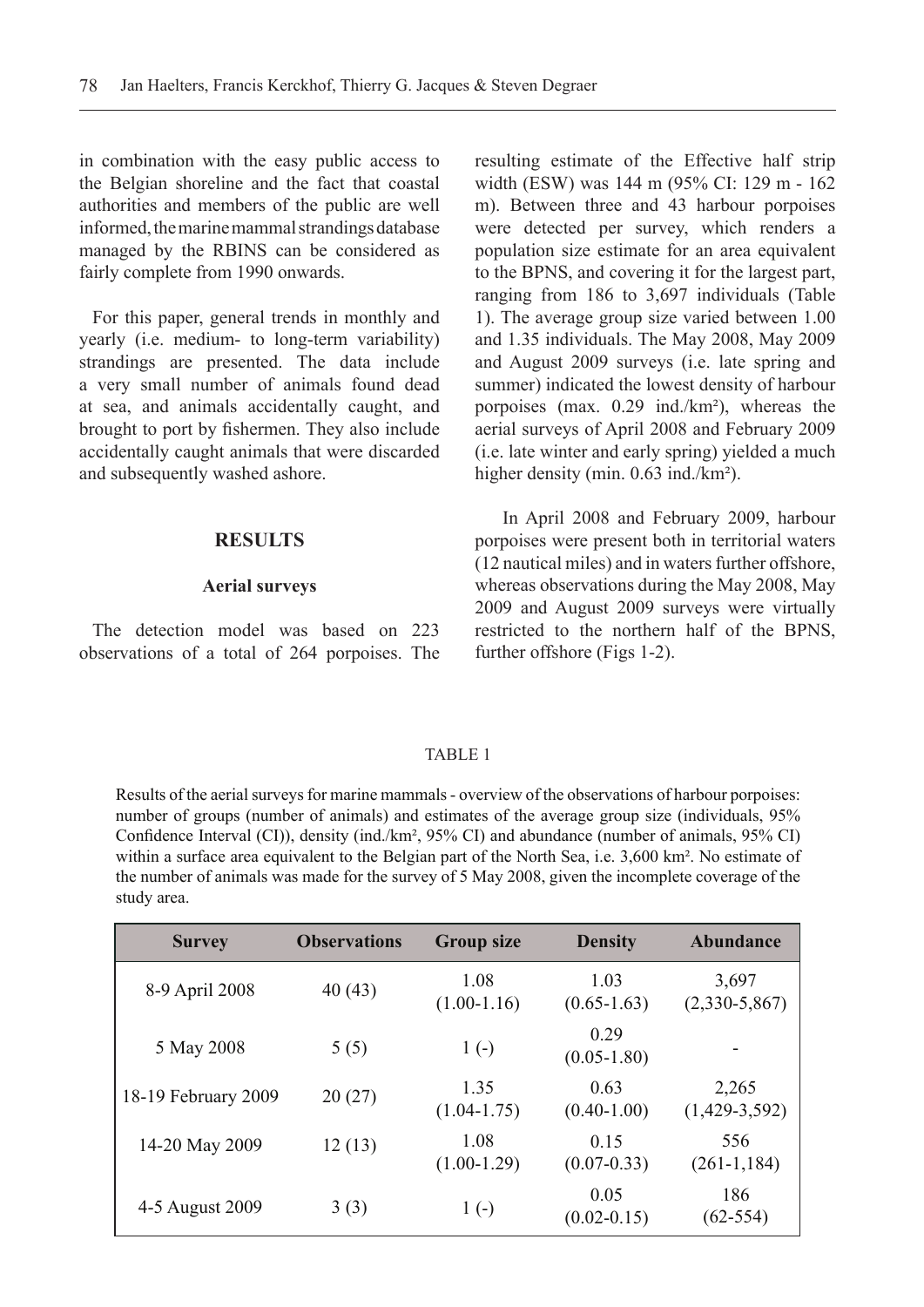in combination with the easy public access to the Belgian shoreline and the fact that coastal authorities and members of the public are well informed, the marine mammal strandings database managed by the RBINS can be considered as fairly complete from 1990 onwards.

For this paper, general trends in monthly and yearly (i.e. medium- to long-term variability) strandings are presented. The data include a very small number of animals found dead at sea, and animals accidentally caught, and brought to port by fishermen. They also include accidentally caught animals that were discarded and subsequently washed ashore.

## RESULTS

### Aerial surveys

The detection model was based on 223 observations of a total of 264 porpoises. The resulting estimate of the Effective half strip width (ESW) was 144 m (95% CI: 129 m - 162 m). Between three and 43 harbour porpoises were detected per survey, which renders a population size estimate for an area equivalent to the BPNS, and covering it for the largest part, ranging from 186 to 3,697 individuals (Table 1). The average group size varied between 1.00 and 1.35 individuals. The May 2008, May 2009 and August 2009 surveys (i.e. late spring and summer) indicated the lowest density of harbour porpoises (max. 0.29 ind./km²), whereas the aerial surveys of April 2008 and February 2009 (i.e. late winter and early spring) yielded a much higher density (min. 0.63 ind./km²).

In April 2008 and February 2009, harbour porpoises were present both in territorial waters (12 nautical miles) and in waters further offshore, whereas observations during the May 2008, May 2009 and August 2009 surveys were virtually restricted to the northern half of the BPNS, further offshore (Figs 1-2).

TABLE 1

Results of the aerial surveys for marine mammals - overview of the observations of harbour porpoises: number of groups (number of animals) and estimates of the average group size (individuals, 95% Confidence Interval (CI)), density (ind./km², 95% CI) and abundance (number of animals, 95% CI) within a surface area equivalent to the Belgian part of the North Sea, i.e. 3,600 km². No estimate of the number of animals was made for the survey of 5 May 2008, given the incomplete coverage of the study area.

| Survey | Observations | Group size | Density | Abundance |
|---|---|---|---|---|
| 8-9 April 2008 | 40 (43) | 1.08 (1.00-1.16) | 1.03 (0.65-1.63) | 3,697 (2,330-5,867) |
| 5 May 2008 | 5 (5) | 1 (-) | 0.29 (0.05-1.80) | - |
| 18-19 February 2009 | 20 (27) | 1.35 (1.04-1.75) | 0.63 (0.40-1.00) | 2,265 (1,429-3,592) |
| 14-20 May 2009 | 12 (13) | 1.08 (1.00-1.29) | 0.15 (0.07-0.33) | 556 (261-1,184) |
| 4-5 August 2009 | 3 (3) | 1 (-) | 0.05 (0.02-0.15) | 186 (62-554) |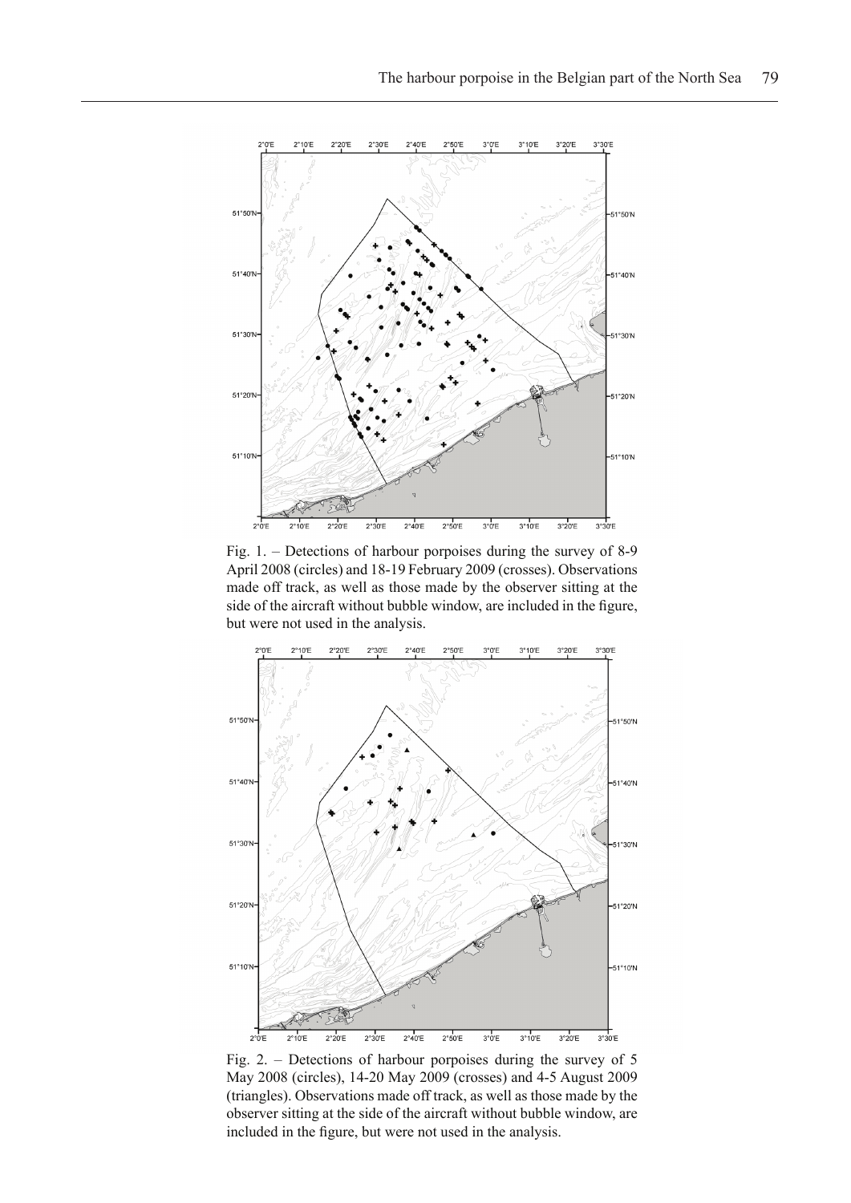Fig. 1. – Detections of harbour porpoises during the survey of 8-9 April 2008 (circles) and 18-19 February 2009 (crosses). Observations made off track, as well as those made by the observer sitting at the side of the aircraft without bubble window, are included in the figure, but were not used in the analysis.

Fig. 2. – Detections of harbour porpoises during the survey of 5 May 2008 (circles), 14-20 May 2009 (crosses) and 4-5 August 2009 (triangles). Observations made off track, as well as those made by the observer sitting at the side of the aircraft without bubble window, are included in the figure, but were not used in the analysis.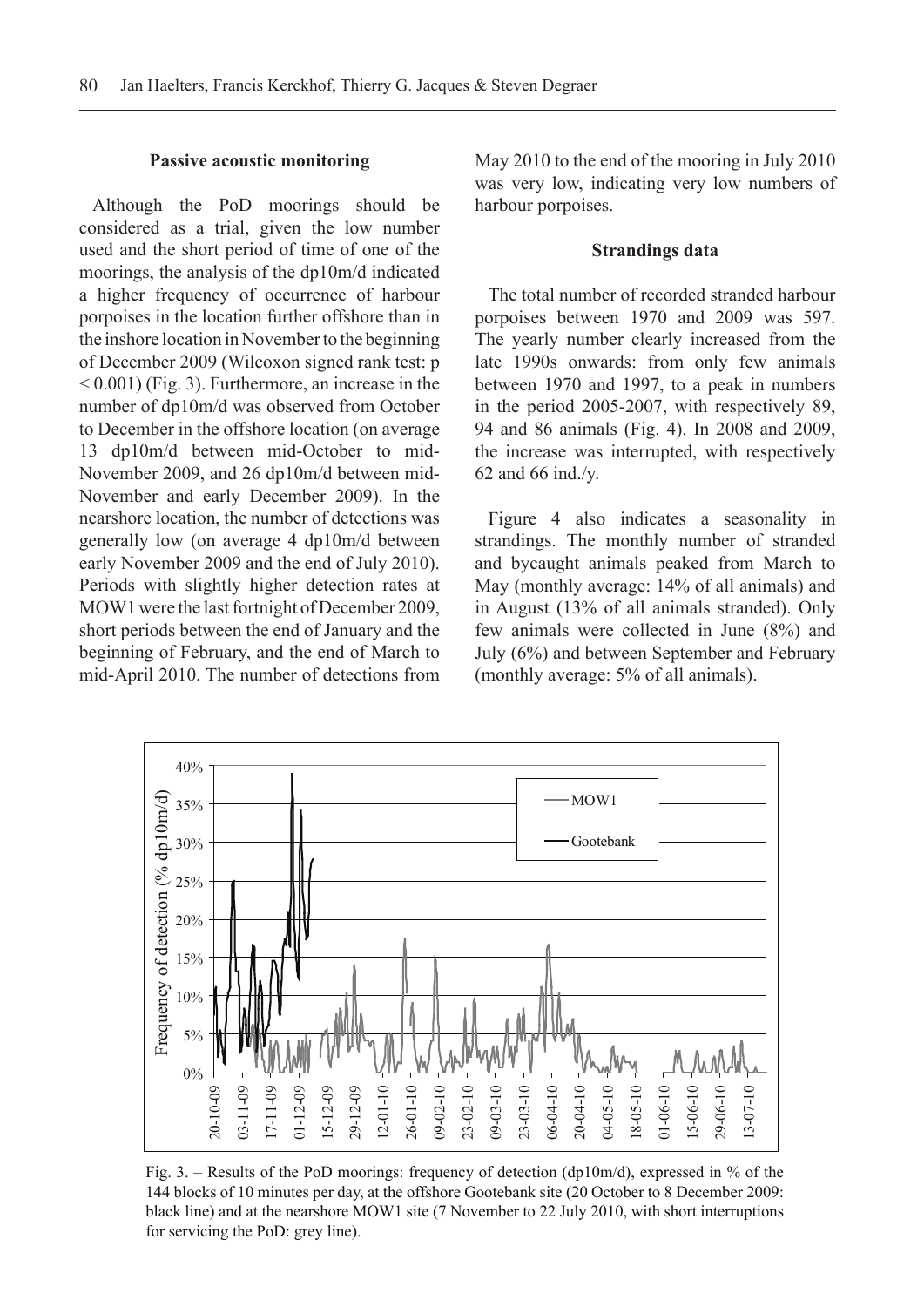### Passive acoustic monitoring

Although the PoD moorings should be considered as a trial, given the low number used and the short period of time of one of the moorings, the analysis of the dp10m/d indicated a higher frequency of occurrence of harbour porpoises in the location further offshore than in the inshore location in November to the beginning of December 2009 (Wilcoxon signed rank test: $p < 0.001$) (Fig. 3). Furthermore, an increase in the number of dp10m/d was observed from October to December in the offshore location (on average 13 dp10m/d between mid-October to mid-November 2009, and 26 dp10m/d between mid-November and early December 2009). In the nearshore location, the number of detections was generally low (on average 4 dp10m/d between early November 2009 and the end of July 2010). Periods with slightly higher detection rates at MOW1 were the last fortnight of December 2009, short periods between the end of January and the beginning of February, and the end of March to mid-April 2010. The number of detections from May 2010 to the end of the mooring in July 2010 was very low, indicating very low numbers of harbour porpoises.

### Strandings data

The total number of recorded stranded harbour porpoises between 1970 and 2009 was 597. The yearly number clearly increased from the late 1990s onwards: from only few animals between 1970 and 1997, to a peak in numbers in the period 2005-2007, with respectively 89, 94 and 86 animals (Fig. 4). In 2008 and 2009, the increase was interrupted, with respectively 62 and 66 ind./y.

Figure 4 also indicates a seasonality in strandings. The monthly number of stranded and bycaught animals peaked from March to May (monthly average: 14% of all animals) and in August (13% of all animals stranded). Only few animals were collected in June (8%) and July (6%) and between September and February (monthly average: 5% of all animals).

Fig. 3. – Results of the PoD moorings: frequency of detection (dp10m/d), expressed in % of the 144 blocks of 10 minutes per day, at the offshore Gootebank site (20 October to 8 December 2009: black line) and at the nearshore MOW1 site (7 November to 22 July 2010, with short interruptions for servicing the PoD: grey line).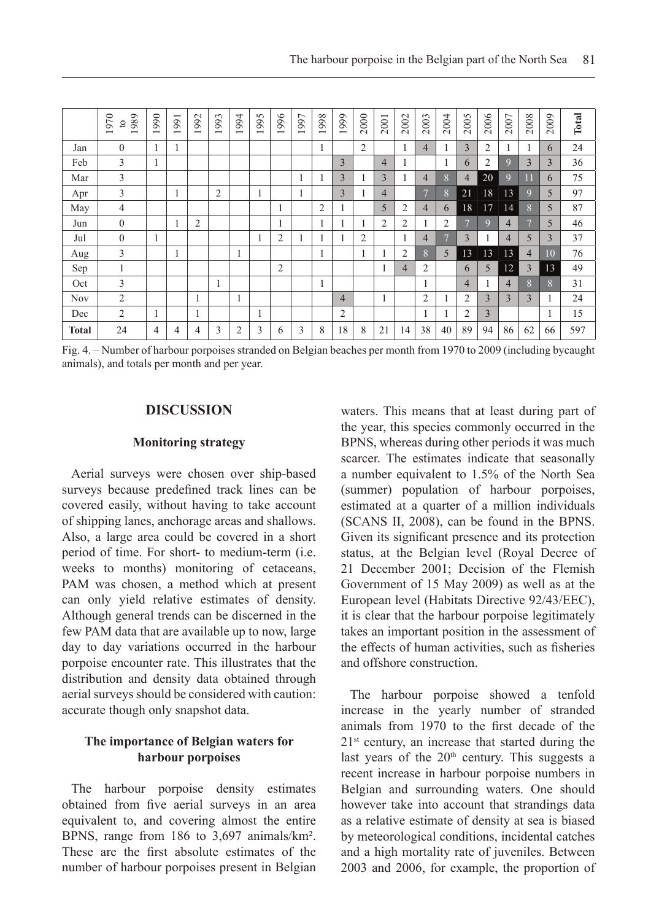| | 1970 to 1989 | 1990 | 1991 | 1992 | 1993 | 1994 | 1995 | 1996 | 1997 | 1998 | 1999 | 2000 | 2001 | 2002 | 2003 | 2004 | 2005 | 2006 | 2007 | 2008 | 2009 | **Total** |
|---|---|---|---|---|---|---|---|---|---|---|---|---|---|---|---|---|---|---|---|---|---|---|
| Jan | 0 | 1 | 1 | | | | | | | 1 | | 2 | | 1 | 4 | 1 | 3 | 2 | 1 | 1 | 6 | 24 |
| Feb | 3 | 1 | | | | | | | | | 3 | | 4 | 1 | | 1 | 6 | 2 | 9 | 3 | 3 | 36 |
| Mar | 3 | | | | | | | | 1 | 1 | 3 | 1 | 3 | 1 | 4 | 8 | 4 | 20 | 9 | 11 | 6 | 75 |
| Apr | 3 | | 1 | | 2 | | 1 | | 1 | | 3 | 1 | 4 | | 7 | 8 | 21 | 18 | 13 | 9 | 5 | 97 |
| May | 4 | | | | | | | 1 | | 2 | 1 | | 5 | 2 | 4 | 6 | 18 | 17 | 14 | 8 | 5 | 87 |
| Jun | 0 | | 1 | 2 | | | | 1 | | 1 | 1 | 1 | 2 | 2 | 1 | 2 | 7 | 9 | 4 | 7 | 5 | 46 |
| Jul | 0 | 1 | | | | | 1 | 2 | 1 | 1 | 1 | 2 | | 1 | 4 | 7 | 3 | 1 | 4 | 5 | 3 | 37 |
| Aug | 3 | | 1 | | | 1 | | | | 1 | | 1 | 1 | 2 | 8 | 5 | 13 | 13 | 13 | 4 | 10 | 76 |
| Sep | 1 | | | | | | | 2 | | | | | 1 | 4 | 2 | | 6 | 5 | 12 | 3 | 13 | 49 |
| Oct | 3 | | | | 1 | | | | | 1 | | | | | 1 | | 4 | 1 | 4 | 8 | 8 | 31 |
| Nov | 2 | | | 1 | | 1 | | | | | 4 | | 1 | | 2 | 1 | 2 | 3 | 3 | 3 | 1 | 24 |
| Dec | 2 | 1 | | 1 | | | 1 | | | | 2 | | | | 1 | 1 | 2 | 3 | | | 1 | 15 |
| **Total** | 24 | 4 | 4 | 4 | 3 | 2 | 3 | 6 | 3 | 8 | 18 | 8 | 21 | 14 | 38 | 40 | 89 | 94 | 86 | 62 | 66 | 597 |

Fig. 4. – Number of harbour porpoises stranded on Belgian beaches per month from 1970 to 2009 (including bycaught animals), and totals per month and per year.

## DISCUSSION

### Monitoring strategy

Aerial surveys were chosen over ship-based surveys because predefined track lines can be covered easily, without having to take account of shipping lanes, anchorage areas and shallows. Also, a large area could be covered in a short period of time. For short- to medium-term (i.e. weeks to months) monitoring of cetaceans, PAM was chosen, a method which at present can only yield relative estimates of density. Although general trends can be discerned in the few PAM data that are available up to now, large day to day variations occurred in the harbour porpoise encounter rate. This illustrates that the distribution and density data obtained through aerial surveys should be considered with caution: accurate though only snapshot data.

### The importance of Belgian waters for harbour porpoises

The harbour porpoise density estimates obtained from five aerial surveys in an area equivalent to, and covering almost the entire BPNS, range from 186 to 3,697 animals/km². These are the first absolute estimates of the number of harbour porpoises present in Belgian waters. This means that at least during part of the year, this species commonly occurred in the BPNS, whereas during other periods it was much scarcer. The estimates indicate that seasonally a number equivalent to 1.5% of the North Sea (summer) population of harbour porpoises, estimated at a quarter of a million individuals (SCANS II, 2008), can be found in the BPNS. Given its significant presence and its protection status, at the Belgian level (Royal Decree of 21 December 2001; Decision of the Flemish Government of 15 May 2009) as well as at the European level (Habitats Directive 92/43/EEC), it is clear that the harbour porpoise legitimately takes an important position in the assessment of the effects of human activities, such as fisheries and offshore construction.

The harbour porpoise showed a tenfold increase in the yearly number of stranded animals from 1970 to the first decade of the 21st century, an increase that started during the last years of the 20th century. This suggests a recent increase in harbour porpoise numbers in Belgian and surrounding waters. One should however take into account that strandings data as a relative estimate of density at sea is biased by meteorological conditions, incidental catches and a high mortality rate of juveniles. Between 2003 and 2006, for example, the proportion of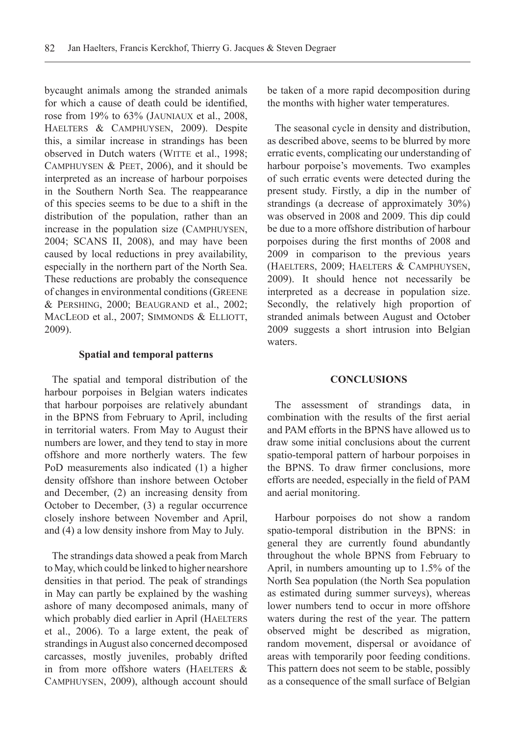bycaught animals among the stranded animals for which a cause of death could be identified, rose from 19% to 63% (Jauniaux et al., 2008, Haelters & Camphuysen, 2009). Despite this, a similar increase in strandings has been observed in Dutch waters (Witte et al., 1998; Camphuysen & Peet, 2006), and it should be interpreted as an increase of harbour porpoises in the Southern North Sea. The reappearance of this species seems to be due to a shift in the distribution of the population, rather than an increase in the population size (Camphuysen, 2004; SCANS II, 2008), and may have been caused by local reductions in prey availability, especially in the northern part of the North Sea. These reductions are probably the consequence of changes in environmental conditions (Greene & Pershing, 2000; Beaugrand et al., 2002; MacLeod et al., 2007; Simmonds & Elliott, 2009).

### Spatial and temporal patterns

The spatial and temporal distribution of the harbour porpoises in Belgian waters indicates that harbour porpoises are relatively abundant in the BPNS from February to April, including in territorial waters. From May to August their numbers are lower, and they tend to stay in more offshore and more northerly waters. The few PoD measurements also indicated (1) a higher density offshore than inshore between October and December, (2) an increasing density from October to December, (3) a regular occurrence closely inshore between November and April, and (4) a low density inshore from May to July.

The strandings data showed a peak from March to May, which could be linked to higher nearshore densities in that period. The peak of strandings in May can partly be explained by the washing ashore of many decomposed animals, many of which probably died earlier in April (Haelters et al., 2006). To a large extent, the peak of strandings in August also concerned decomposed carcasses, mostly juveniles, probably drifted in from more offshore waters (Haelters & Camphuysen, 2009), although account should be taken of a more rapid decomposition during the months with higher water temperatures.

The seasonal cycle in density and distribution, as described above, seems to be blurred by more erratic events, complicating our understanding of harbour porpoise's movements. Two examples of such erratic events were detected during the present study. Firstly, a dip in the number of strandings (a decrease of approximately 30%) was observed in 2008 and 2009. This dip could be due to a more offshore distribution of harbour porpoises during the first months of 2008 and 2009 in comparison to the previous years (Haelters, 2009; Haelters & Camphuysen, 2009). It should hence not necessarily be interpreted as a decrease in population size. Secondly, the relatively high proportion of stranded animals between August and October 2009 suggests a short intrusion into Belgian waters.

## CONCLUSIONS

The assessment of strandings data, in combination with the results of the first aerial and PAM efforts in the BPNS have allowed us to draw some initial conclusions about the current spatio-temporal pattern of harbour porpoises in the BPNS. To draw firmer conclusions, more efforts are needed, especially in the field of PAM and aerial monitoring.

Harbour porpoises do not show a random spatio-temporal distribution in the BPNS: in general they are currently found abundantly throughout the whole BPNS from February to April, in numbers amounting up to 1.5% of the North Sea population (the North Sea population as estimated during summer surveys), whereas lower numbers tend to occur in more offshore waters during the rest of the year. The pattern observed might be described as migration, random movement, dispersal or avoidance of areas with temporarily poor feeding conditions. This pattern does not seem to be stable, possibly as a consequence of the small surface of Belgian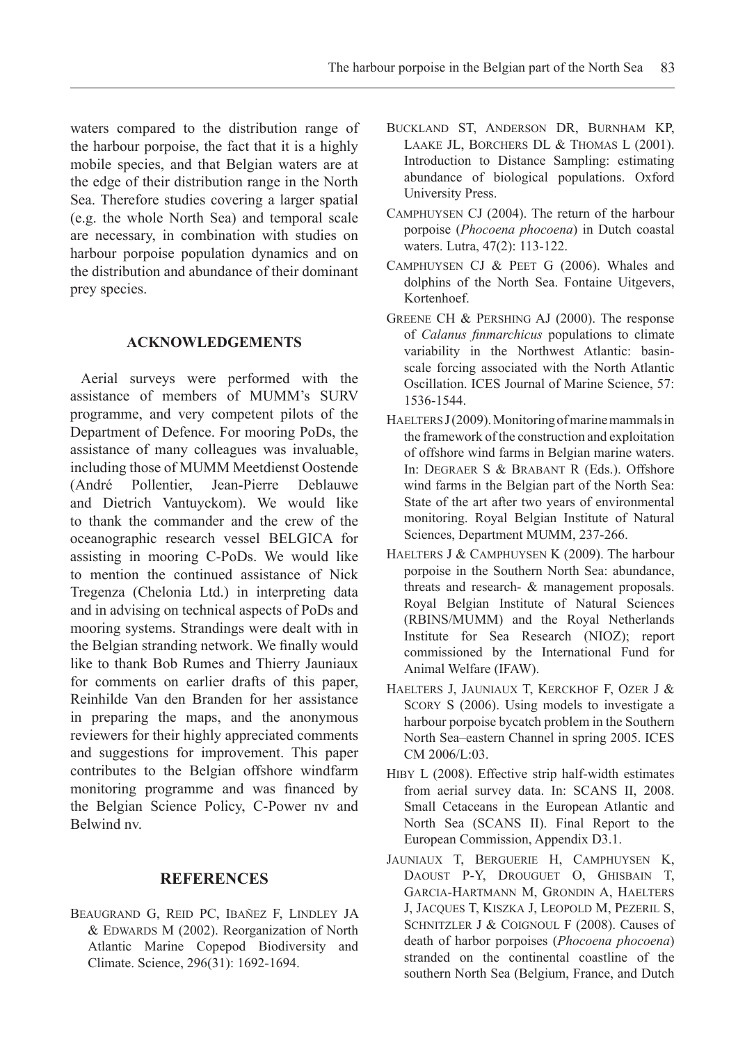waters compared to the distribution range of the harbour porpoise, the fact that it is a highly mobile species, and that Belgian waters are at the edge of their distribution range in the North Sea. Therefore studies covering a larger spatial (e.g. the whole North Sea) and temporal scale are necessary, in combination with studies on harbour porpoise population dynamics and on the distribution and abundance of their dominant prey species.

## ACKNOWLEDGEMENTS

Aerial surveys were performed with the assistance of members of MUMM's SURV programme, and very competent pilots of the Department of Defence. For mooring PoDs, the assistance of many colleagues was invaluable, including those of MUMM Meetdienst Oostende (André Pollentier, Jean-Pierre Deblauwe and Dietrich Vantuyckom). We would like to thank the commander and the crew of the oceanographic research vessel BELGICA for assisting in mooring C-PoDs. We would like to mention the continued assistance of Nick Tregenza (Chelonia Ltd.) in interpreting data and in advising on technical aspects of PoDs and mooring systems. Strandings were dealt with in the Belgian stranding network. We finally would like to thank Bob Rumes and Thierry Jauniaux for comments on earlier drafts of this paper, Reinhilde Van den Branden for her assistance in preparing the maps, and the anonymous reviewers for their highly appreciated comments and suggestions for improvement. This paper contributes to the Belgian offshore windfarm monitoring programme and was financed by the Belgian Science Policy, C-Power nv and Belwind nv.

## REFERENCES

Beaugrand G, Reid PC, Ibañez F, Lindley JA & Edwards M (2002). Reorganization of North Atlantic Marine Copepod Biodiversity and Climate. Science, 296(31): 1692-1694.

Buckland ST, Anderson DR, Burnham KP, Laake JL, Borchers DL & Thomas L (2001). Introduction to Distance Sampling: estimating abundance of biological populations. Oxford University Press.

Camphuysen CJ (2004). The return of the harbour porpoise (*Phocoena phocoena*) in Dutch coastal waters. Lutra, 47(2): 113-122.

Camphuysen CJ & Peet G (2006). Whales and dolphins of the North Sea. Fontaine Uitgevers, Kortenhoef.

Greene CH & Pershing AJ (2000). The response of *Calanus finmarchicus* populations to climate variability in the Northwest Atlantic: basin-scale forcing associated with the North Atlantic Oscillation. ICES Journal of Marine Science, 57: 1536-1544.

Haelters J (2009). Monitoring of marine mammals in the framework of the construction and exploitation of offshore wind farms in Belgian marine waters. In: Degraer S & Brabant R (Eds.). Offshore wind farms in the Belgian part of the North Sea: State of the art after two years of environmental monitoring. Royal Belgian Institute of Natural Sciences, Department MUMM, 237-266.

Haelters J & Camphuysen K (2009). The harbour porpoise in the Southern North Sea: abundance, threats and research- & management proposals. Royal Belgian Institute of Natural Sciences (RBINS/MUMM) and the Royal Netherlands Institute for Sea Research (NIOZ); report commissioned by the International Fund for Animal Welfare (IFAW).

Haelters J, Jauniaux T, Kerckhof F, Ozer J & Scory S (2006). Using models to investigate a harbour porpoise bycatch problem in the Southern North Sea–eastern Channel in spring 2005. ICES CM 2006/L:03.

Hiby L (2008). Effective strip half-width estimates from aerial survey data. In: SCANS II, 2008. Small Cetaceans in the European Atlantic and North Sea (SCANS II). Final Report to the European Commission, Appendix D3.1.

Jauniaux T, Berguerie H, Camphuysen K, Daoust P-Y, Drouguet O, Ghisbain T, Garcia-Hartmann M, Grondin A, Haelters J, Jacques T, Kiszka J, Leopold M, Pezeril S, Schnitzler J & Coignoul F (2008). Causes of death of harbor porpoises (*Phocoena phocoena*) stranded on the continental coastline of the southern North Sea (Belgium, France, and Dutch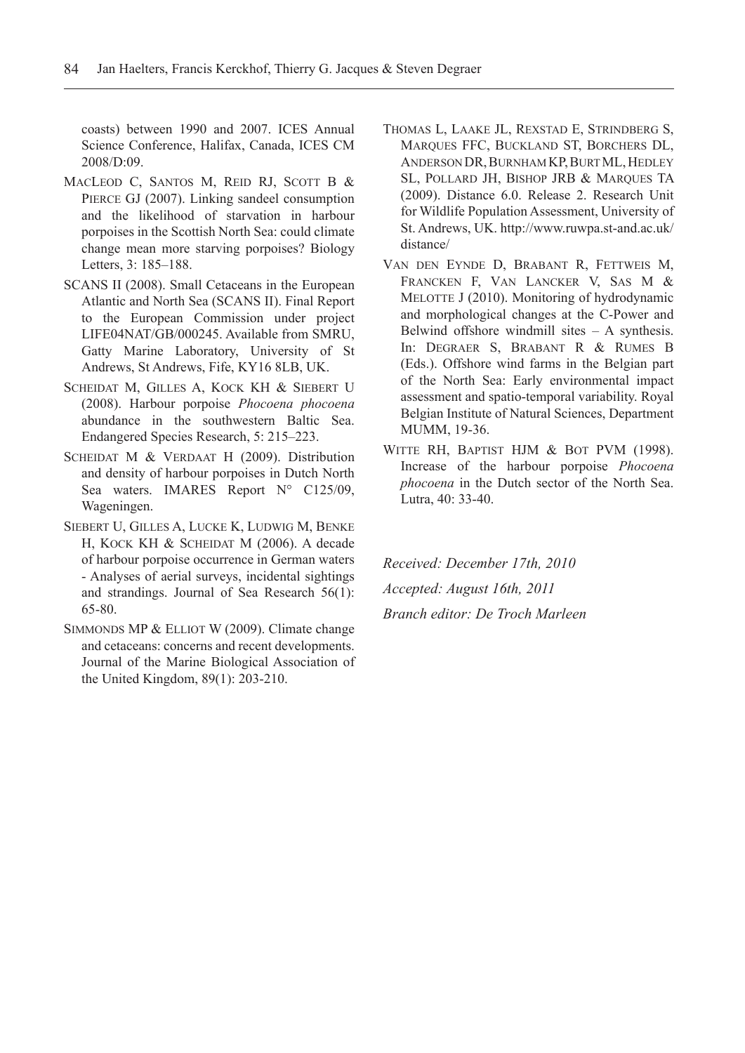coasts) between 1990 and 2007. ICES Annual Science Conference, Halifax, Canada, ICES CM 2008/D:09.

MacLeod C, Santos M, Reid RJ, Scott B & Pierce GJ (2007). Linking sandeel consumption and the likelihood of starvation in harbour porpoises in the Scottish North Sea: could climate change mean more starving porpoises? Biology Letters, 3: 185–188.

SCANS II (2008). Small Cetaceans in the European Atlantic and North Sea (SCANS II). Final Report to the European Commission under project LIFE04NAT/GB/000245. Available from SMRU, Gatty Marine Laboratory, University of St Andrews, St Andrews, Fife, KY16 8LB, UK.

Scheidat M, Gilles A, Kock KH & Siebert U (2008). Harbour porpoise *Phocoena phocoena* abundance in the southwestern Baltic Sea. Endangered Species Research, 5: 215–223.

Scheidat M & Verdaat H (2009). Distribution and density of harbour porpoises in Dutch North Sea waters. IMARES Report N° C125/09, Wageningen.

Siebert U, Gilles A, Lucke K, Ludwig M, Benke H, Kock KH & Scheidat M (2006). A decade of harbour porpoise occurrence in German waters - Analyses of aerial surveys, incidental sightings and strandings. Journal of Sea Research 56(1): 65-80.

Simmonds MP & Elliot W (2009). Climate change and cetaceans: concerns and recent developments. Journal of the Marine Biological Association of the United Kingdom, 89(1): 203-210.

Thomas L, Laake JL, Rexstad E, Strindberg S, Marques FFC, Buckland ST, Borchers DL, Anderson DR, Burnham KP, Burt ML, Hedley SL, Pollard JH, Bishop JRB & Marques TA (2009). Distance 6.0. Release 2. Research Unit for Wildlife Population Assessment, University of St. Andrews, UK. http://www.ruwpa.st-and.ac.uk/distance/

Van den Eynde D, Brabant R, Fettweis M, Francken F, Van Lancker V, Sas M & Melotte J (2010). Monitoring of hydrodynamic and morphological changes at the C-Power and Belwind offshore windmill sites – A synthesis. In: Degraer S, Brabant R & Rumes B (Eds.). Offshore wind farms in the Belgian part of the North Sea: Early environmental impact assessment and spatio-temporal variability. Royal Belgian Institute of Natural Sciences, Department MUMM, 19-36.

Witte RH, Baptist HJM & Bot PVM (1998). Increase of the harbour porpoise *Phocoena phocoena* in the Dutch sector of the North Sea. Lutra, 40: 33-40.

*Received: December 17th, 2010*

*Accepted: August 16th, 2011*

*Branch editor: De Troch Marleen*